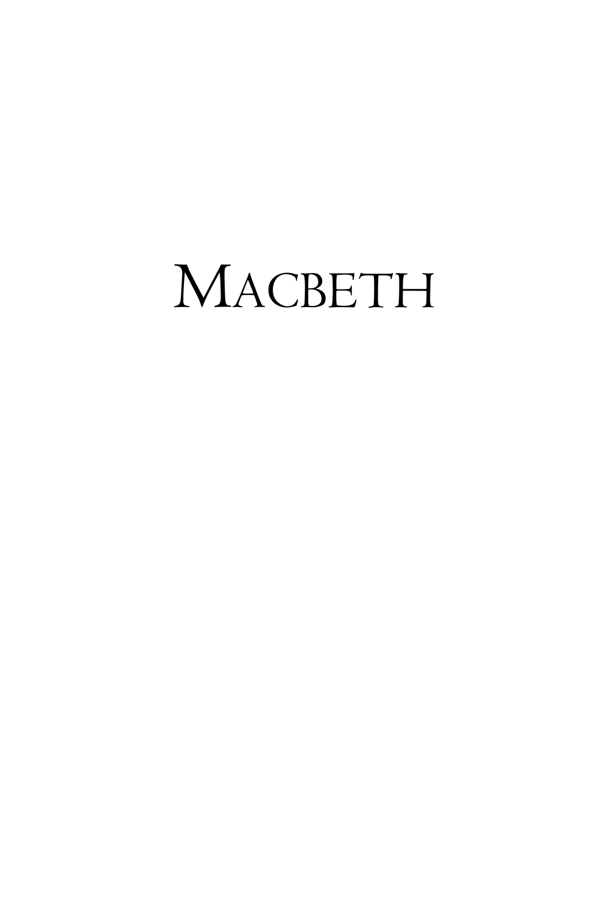# MACBETH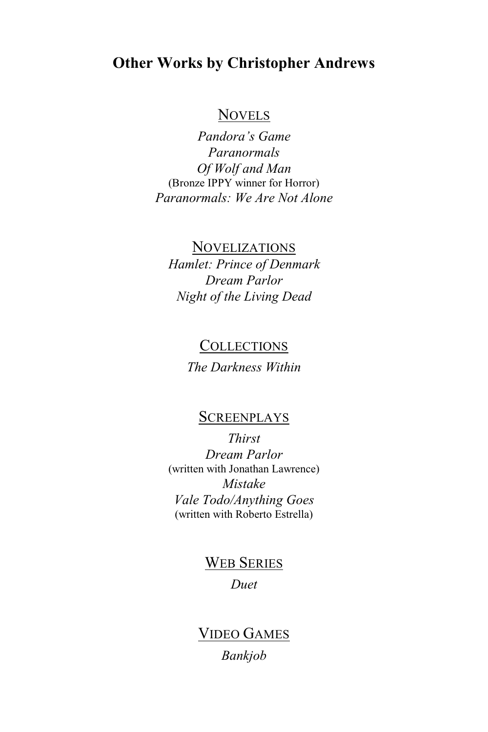## Other Works by Christopher Andrews

### Novels

*Pandora's Game*
*Paranormals*
*Of Wolf and Man*
(Bronze IPPY winner for Horror)
*Paranormals: We Are Not Alone*

### Novelizations

*Hamlet: Prince of Denmark*
*Dream Parlor*
*Night of the Living Dead*

### Collections

*The Darkness Within*

### Screenplays

*Thirst*
*Dream Parlor*
(written with Jonathan Lawrence)
*Mistake*
*Vale Todo/Anything Goes*
(written with Roberto Estrella)

### Web Series

*Duet*

### Video Games

*Bankjob*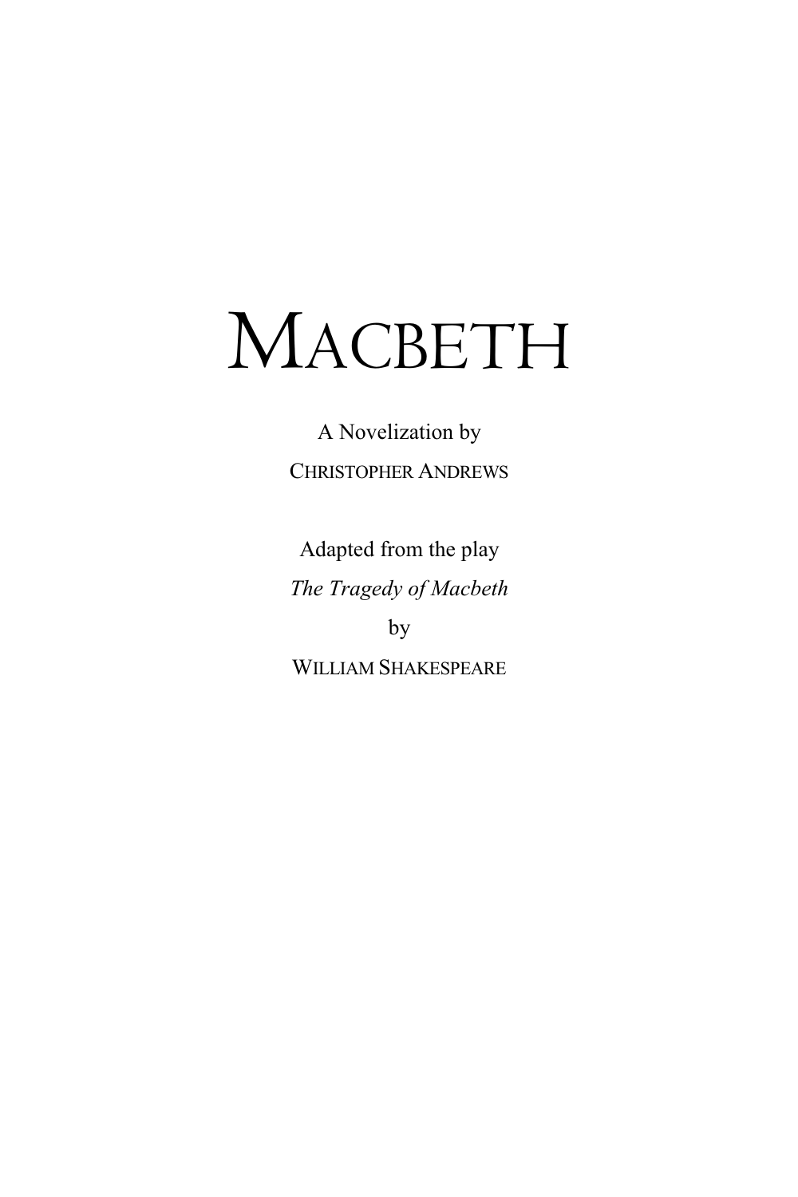# MACBETH

A Novelization by

CHRISTOPHER ANDREWS

Adapted from the play

*The Tragedy of Macbeth*

by

WILLIAM SHAKESPEARE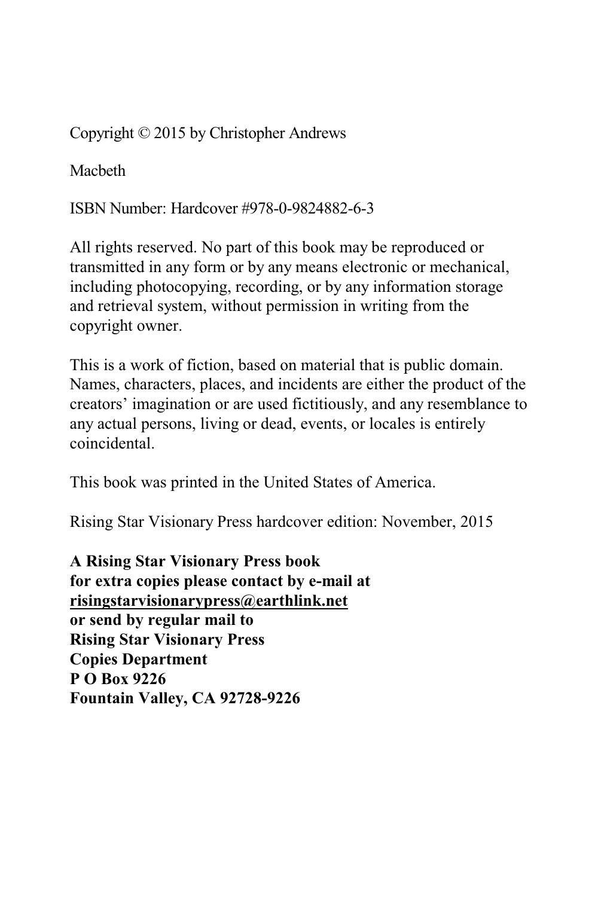Copyright © 2015 by Christopher Andrews

Macbeth

ISBN Number: Hardcover #978-0-9824882-6-3

All rights reserved. No part of this book may be reproduced or transmitted in any form or by any means electronic or mechanical, including photocopying, recording, or by any information storage and retrieval system, without permission in writing from the copyright owner.

This is a work of fiction, based on material that is public domain. Names, characters, places, and incidents are either the product of the creators' imagination or are used fictitiously, and any resemblance to any actual persons, living or dead, events, or locales is entirely coincidental.

This book was printed in the United States of America.

Rising Star Visionary Press hardcover edition: November, 2015

**A Rising Star Visionary Press book**
**for extra copies please contact by e-mail at**
**risingstarvisionarypress@earthlink.net**
**or send by regular mail to**
**Rising Star Visionary Press**
**Copies Department**
**P O Box 9226**
**Fountain Valley, CA 92728-9226**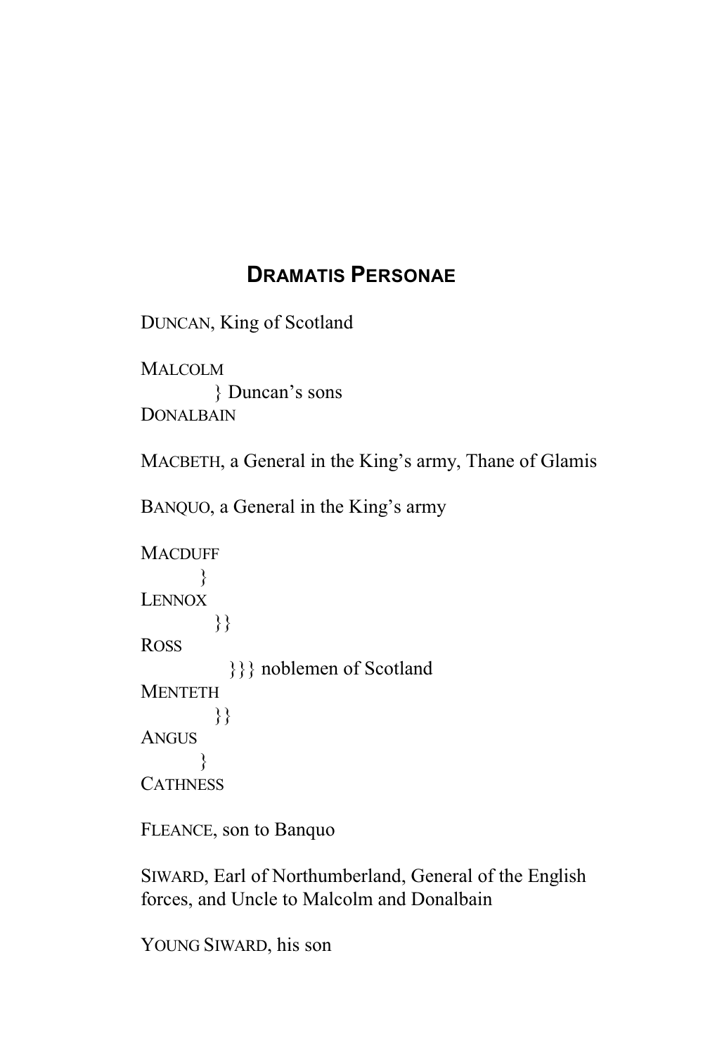## Dramatis Personae

Duncan, King of Scotland

Malcolm
} Duncan's sons
Donalbain

Macbeth, a General in the King's army, Thane of Glamis

Banquo, a General in the King's army

Macduff
}
Lennox
}}
Ross
}}} noblemen of Scotland
Menteth
}}
Angus
}
Cathness

Fleance, son to Banquo

Siward, Earl of Northumberland, General of the English forces, and Uncle to Malcolm and Donalbain

Young Siward, his son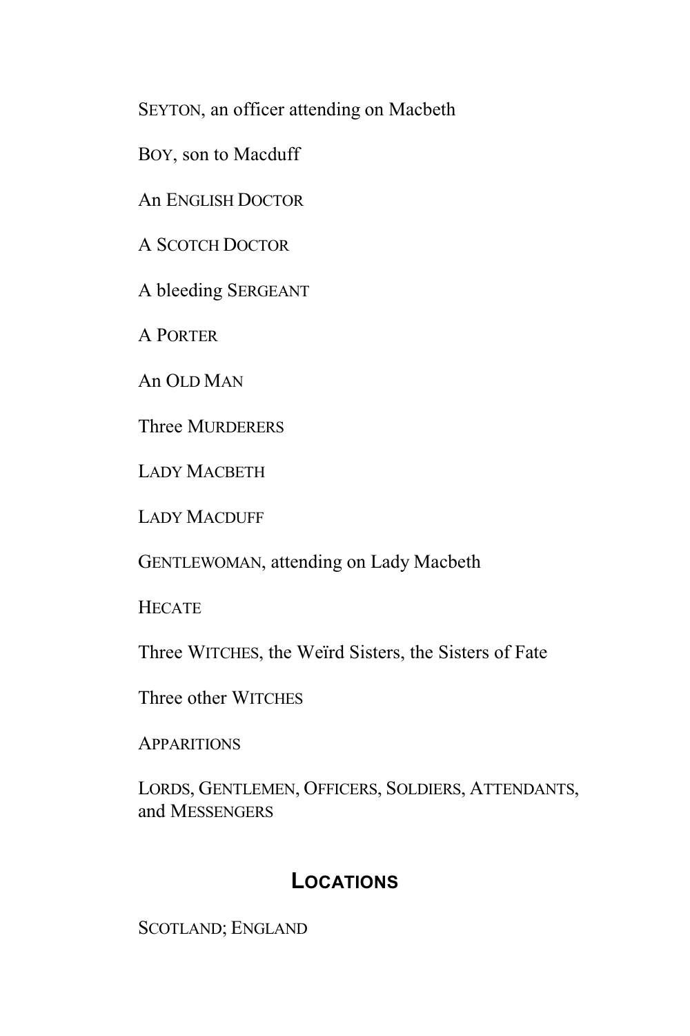SEYTON, an officer attending on Macbeth

BOY, son to Macduff

An ENGLISH DOCTOR

A SCOTCH DOCTOR

A bleeding SERGEANT

A PORTER

An OLD MAN

Three MURDERERS

LADY MACBETH

LADY MACDUFF

GENTLEWOMAN, attending on Lady Macbeth

HECATE

Three WITCHES, the Weïrd Sisters, the Sisters of Fate

Three other WITCHES

APPARITIONS

LORDS, GENTLEMEN, OFFICERS, SOLDIERS, ATTENDANTS, and MESSENGERS

## LOCATIONS

SCOTLAND; ENGLAND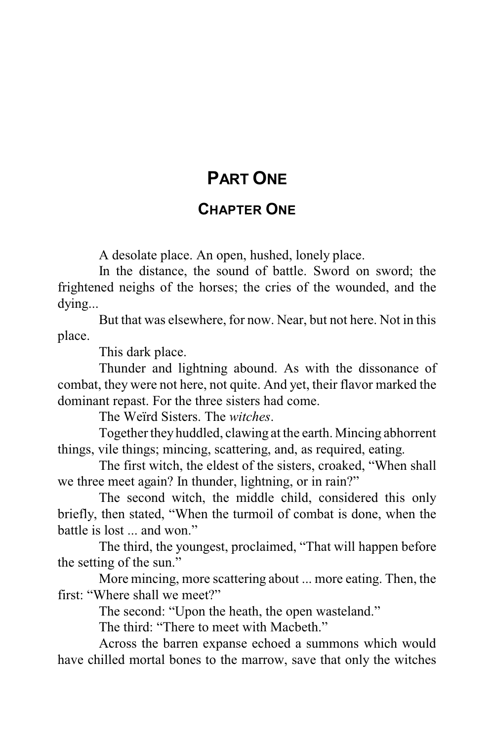# Part One

## Chapter One

A desolate place. An open, hushed, lonely place.

In the distance, the sound of battle. Sword on sword; the frightened neighs of the horses; the cries of the wounded, and the dying...

But that was elsewhere, for now. Near, but not here. Not in this place.

This dark place.

Thunder and lightning abound. As with the dissonance of combat, they were not here, not quite. And yet, their flavor marked the dominant repast. For the three sisters had come.

The Weïrd Sisters. The *witches*.

Together they huddled, clawing at the earth. Mincing abhorrent things, vile things; mincing, scattering, and, as required, eating.

The first witch, the eldest of the sisters, croaked, "When shall we three meet again? In thunder, lightning, or in rain?"

The second witch, the middle child, considered this only briefly, then stated, "When the turmoil of combat is done, when the battle is lost ... and won."

The third, the youngest, proclaimed, "That will happen before the setting of the sun."

More mincing, more scattering about ... more eating. Then, the first: "Where shall we meet?"

The second: "Upon the heath, the open wasteland."

The third: "There to meet with Macbeth."

Across the barren expanse echoed a summons which would have chilled mortal bones to the marrow, save that only the witches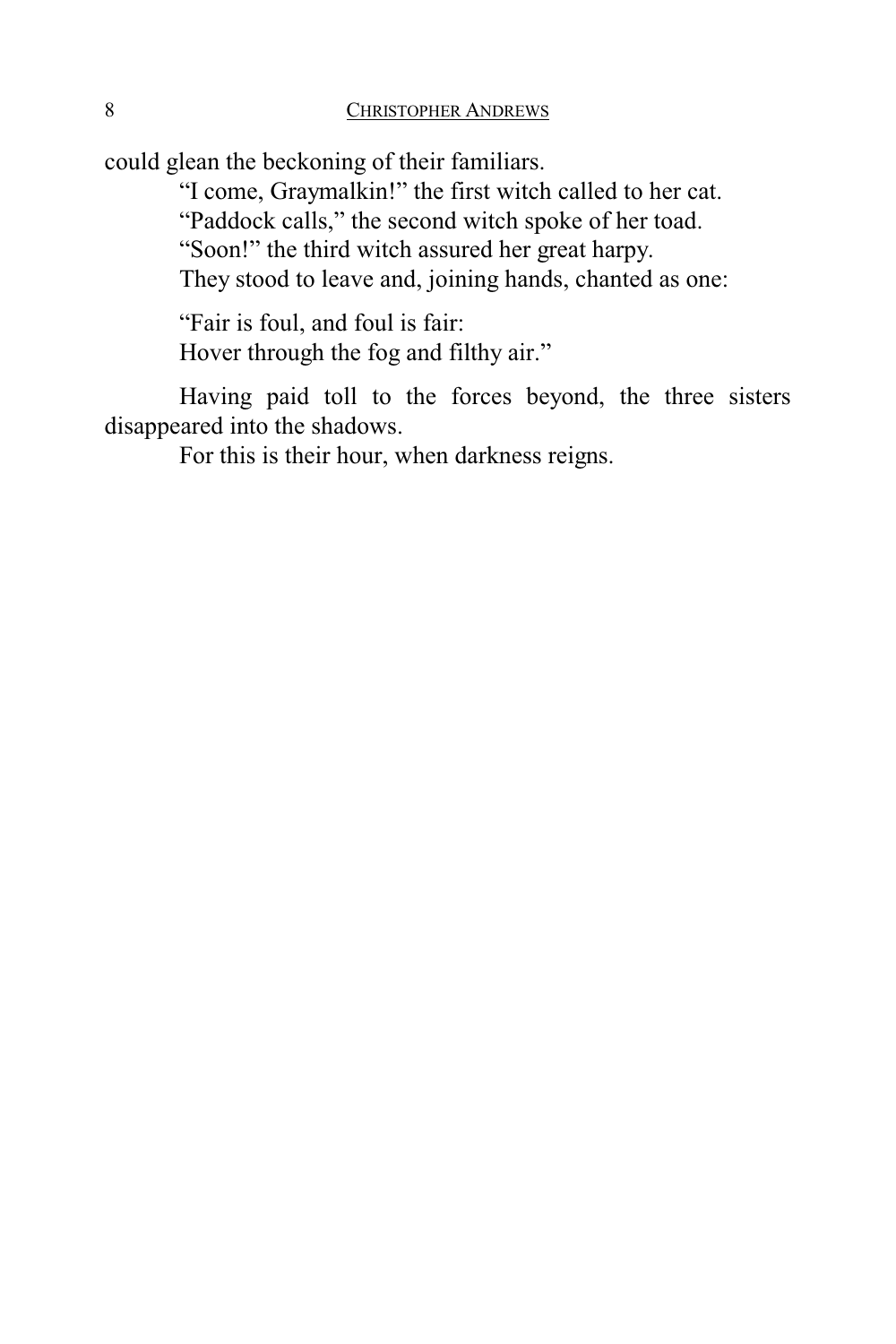could glean the beckoning of their familiars.

"I come, Graymalkin!" the first witch called to her cat.

"Paddock calls," the second witch spoke of her toad.

"Soon!" the third witch assured her great harpy.

They stood to leave and, joining hands, chanted as one:

"Fair is foul, and foul is fair:
Hover through the fog and filthy air."

Having paid toll to the forces beyond, the three sisters disappeared into the shadows.

For this is their hour, when darkness reigns.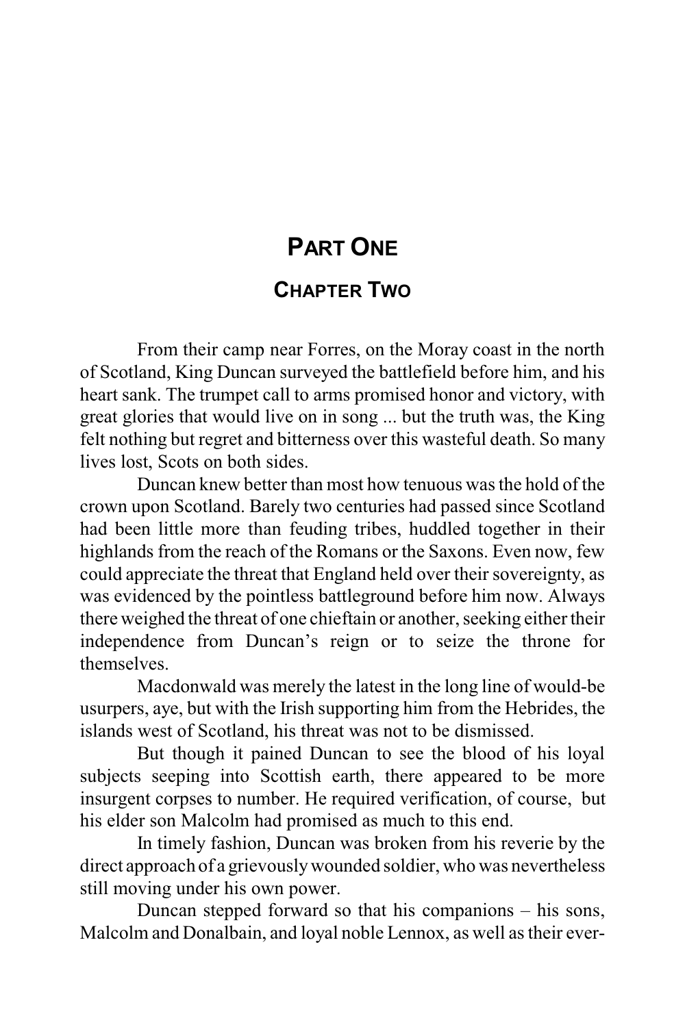# PART ONE

## CHAPTER TWO

From their camp near Forres, on the Moray coast in the north of Scotland, King Duncan surveyed the battlefield before him, and his heart sank. The trumpet call to arms promised honor and victory, with great glories that would live on in song ... but the truth was, the King felt nothing but regret and bitterness over this wasteful death. So many lives lost, Scots on both sides.

Duncan knew better than most how tenuous was the hold of the crown upon Scotland. Barely two centuries had passed since Scotland had been little more than feuding tribes, huddled together in their highlands from the reach of the Romans or the Saxons. Even now, few could appreciate the threat that England held over their sovereignty, as was evidenced by the pointless battleground before him now. Always there weighed the threat of one chieftain or another, seeking either their independence from Duncan's reign or to seize the throne for themselves.

Macdonwald was merely the latest in the long line of would-be usurpers, aye, but with the Irish supporting him from the Hebrides, the islands west of Scotland, his threat was not to be dismissed.

But though it pained Duncan to see the blood of his loyal subjects seeping into Scottish earth, there appeared to be more insurgent corpses to number. He required verification, of course, but his elder son Malcolm had promised as much to this end.

In timely fashion, Duncan was broken from his reverie by the direct approach of a grievously wounded soldier, who was nevertheless still moving under his own power.

Duncan stepped forward so that his companions – his sons, Malcolm and Donalbain, and loyal noble Lennox, as well as their ever-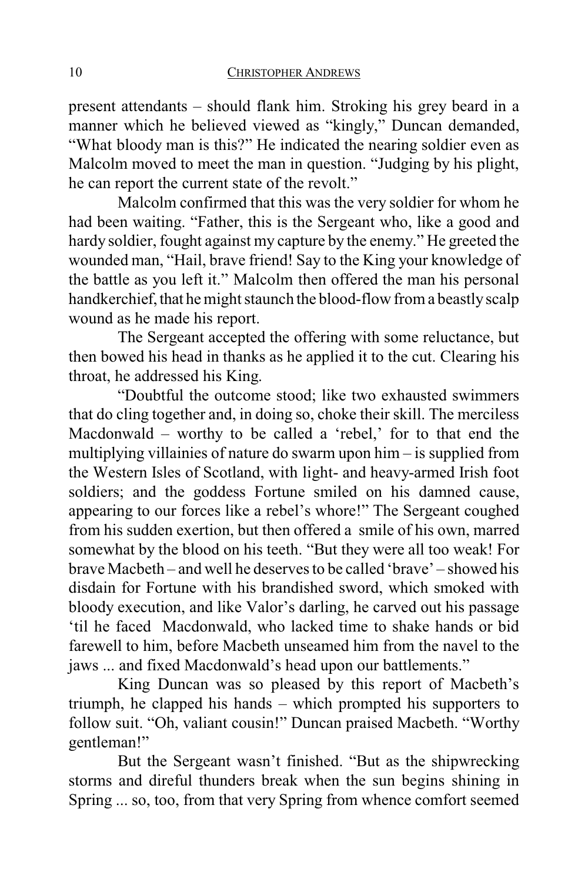present attendants – should flank him. Stroking his grey beard in a manner which he believed viewed as "kingly," Duncan demanded, "What bloody man is this?" He indicated the nearing soldier even as Malcolm moved to meet the man in question. "Judging by his plight, he can report the current state of the revolt."

Malcolm confirmed that this was the very soldier for whom he had been waiting. "Father, this is the Sergeant who, like a good and hardy soldier, fought against my capture by the enemy." He greeted the wounded man, "Hail, brave friend! Say to the King your knowledge of the battle as you left it." Malcolm then offered the man his personal handkerchief, that he might staunch the blood-flow from a beastly scalp wound as he made his report.

The Sergeant accepted the offering with some reluctance, but then bowed his head in thanks as he applied it to the cut. Clearing his throat, he addressed his King.

"Doubtful the outcome stood; like two exhausted swimmers that do cling together and, in doing so, choke their skill. The merciless Macdonwald – worthy to be called a 'rebel,' for to that end the multiplying villainies of nature do swarm upon him – is supplied from the Western Isles of Scotland, with light- and heavy-armed Irish foot soldiers; and the goddess Fortune smiled on his damned cause, appearing to our forces like a rebel's whore!" The Sergeant coughed from his sudden exertion, but then offered a smile of his own, marred somewhat by the blood on his teeth. "But they were all too weak! For brave Macbeth – and well he deserves to be called 'brave' – showed his disdain for Fortune with his brandished sword, which smoked with bloody execution, and like Valor's darling, he carved out his passage 'til he faced Macdonwald, who lacked time to shake hands or bid farewell to him, before Macbeth unseamed him from the navel to the jaws ... and fixed Macdonwald's head upon our battlements."

King Duncan was so pleased by this report of Macbeth's triumph, he clapped his hands – which prompted his supporters to follow suit. "Oh, valiant cousin!" Duncan praised Macbeth. "Worthy gentleman!"

But the Sergeant wasn't finished. "But as the shipwrecking storms and direful thunders break when the sun begins shining in Spring ... so, too, from that very Spring from whence comfort seemed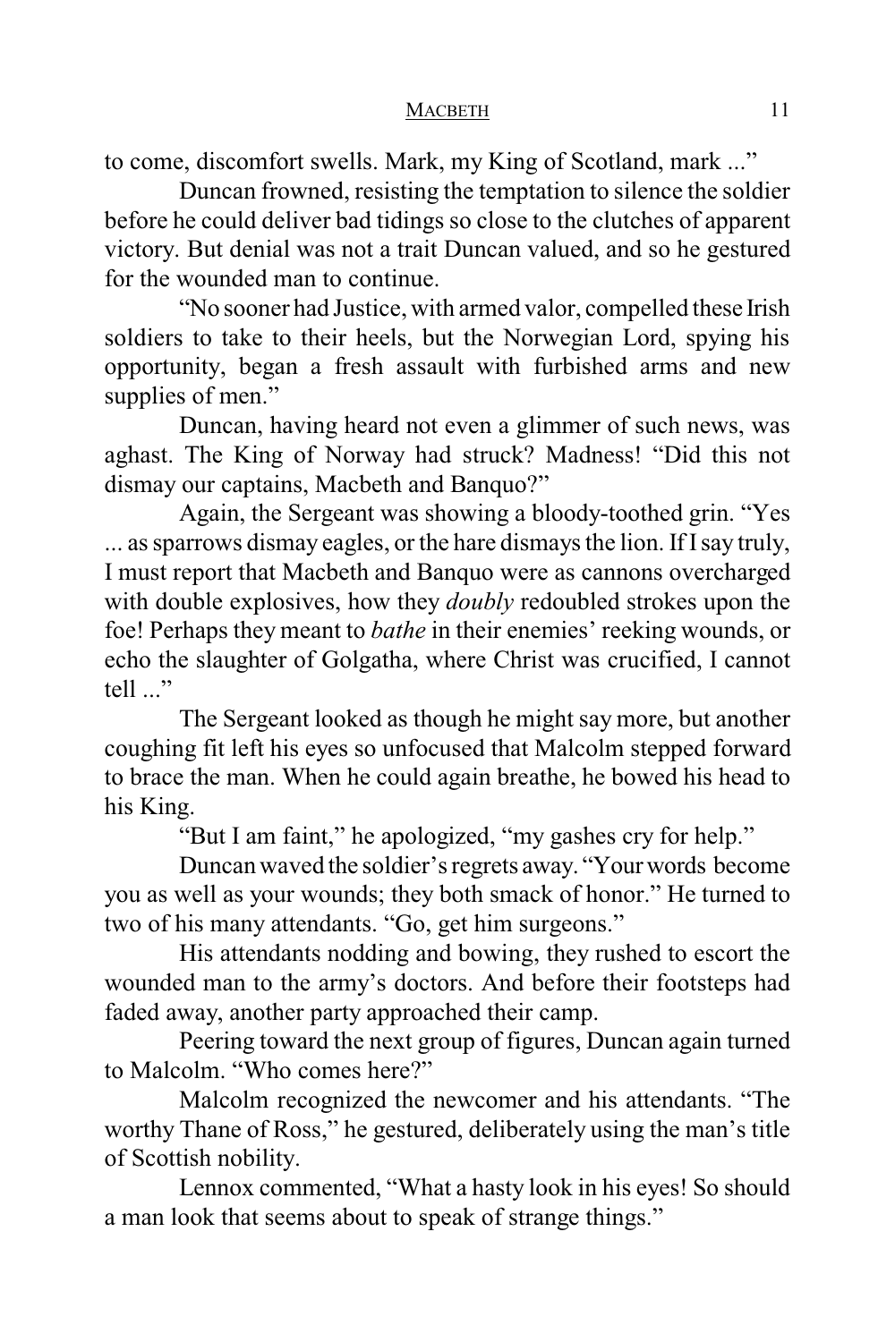to come, discomfort swells. Mark, my King of Scotland, mark ..."

Duncan frowned, resisting the temptation to silence the soldier before he could deliver bad tidings so close to the clutches of apparent victory. But denial was not a trait Duncan valued, and so he gestured for the wounded man to continue.

"No sooner had Justice, with armed valor, compelled these Irish soldiers to take to their heels, but the Norwegian Lord, spying his opportunity, began a fresh assault with furbished arms and new supplies of men."

Duncan, having heard not even a glimmer of such news, was aghast. The King of Norway had struck? Madness! "Did this not dismay our captains, Macbeth and Banquo?"

Again, the Sergeant was showing a bloody-toothed grin. "Yes ... as sparrows dismay eagles, or the hare dismays the lion. If I say truly, I must report that Macbeth and Banquo were as cannons overcharged with double explosives, how they *doubly* redoubled strokes upon the foe! Perhaps they meant to *bathe* in their enemies' reeking wounds, or echo the slaughter of Golgatha, where Christ was crucified, I cannot tell ..."

The Sergeant looked as though he might say more, but another coughing fit left his eyes so unfocused that Malcolm stepped forward to brace the man. When he could again breathe, he bowed his head to his King.

"But I am faint," he apologized, "my gashes cry for help."

Duncan waved the soldier's regrets away. "Your words become you as well as your wounds; they both smack of honor." He turned to two of his many attendants. "Go, get him surgeons."

His attendants nodding and bowing, they rushed to escort the wounded man to the army's doctors. And before their footsteps had faded away, another party approached their camp.

Peering toward the next group of figures, Duncan again turned to Malcolm. "Who comes here?"

Malcolm recognized the newcomer and his attendants. "The worthy Thane of Ross," he gestured, deliberately using the man's title of Scottish nobility.

Lennox commented, "What a hasty look in his eyes! So should a man look that seems about to speak of strange things."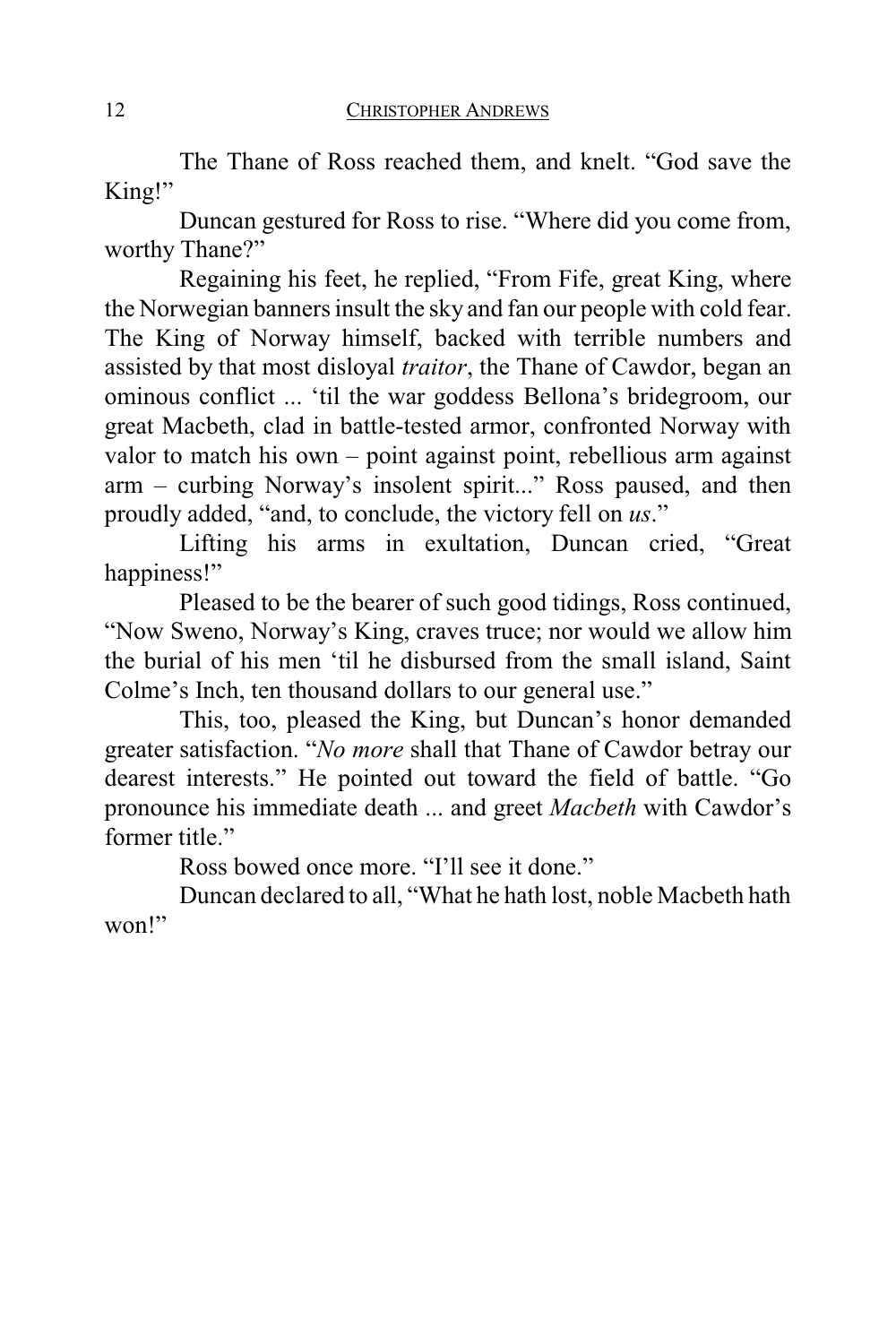The Thane of Ross reached them, and knelt. "God save the King!"

Duncan gestured for Ross to rise. "Where did you come from, worthy Thane?"

Regaining his feet, he replied, "From Fife, great King, where the Norwegian banners insult the sky and fan our people with cold fear. The King of Norway himself, backed with terrible numbers and assisted by that most disloyal *traitor*, the Thane of Cawdor, began an ominous conflict ... 'til the war goddess Bellona's bridegroom, our great Macbeth, clad in battle-tested armor, confronted Norway with valor to match his own – point against point, rebellious arm against arm – curbing Norway's insolent spirit..." Ross paused, and then proudly added, "and, to conclude, the victory fell on *us*."

Lifting his arms in exultation, Duncan cried, "Great happiness!"

Pleased to be the bearer of such good tidings, Ross continued, "Now Sweno, Norway's King, craves truce; nor would we allow him the burial of his men 'til he disbursed from the small island, Saint Colme's Inch, ten thousand dollars to our general use."

This, too, pleased the King, but Duncan's honor demanded greater satisfaction. "*No more* shall that Thane of Cawdor betray our dearest interests." He pointed out toward the field of battle. "Go pronounce his immediate death ... and greet *Macbeth* with Cawdor's former title."

Ross bowed once more. "I'll see it done."

Duncan declared to all, "What he hath lost, noble Macbeth hath won!"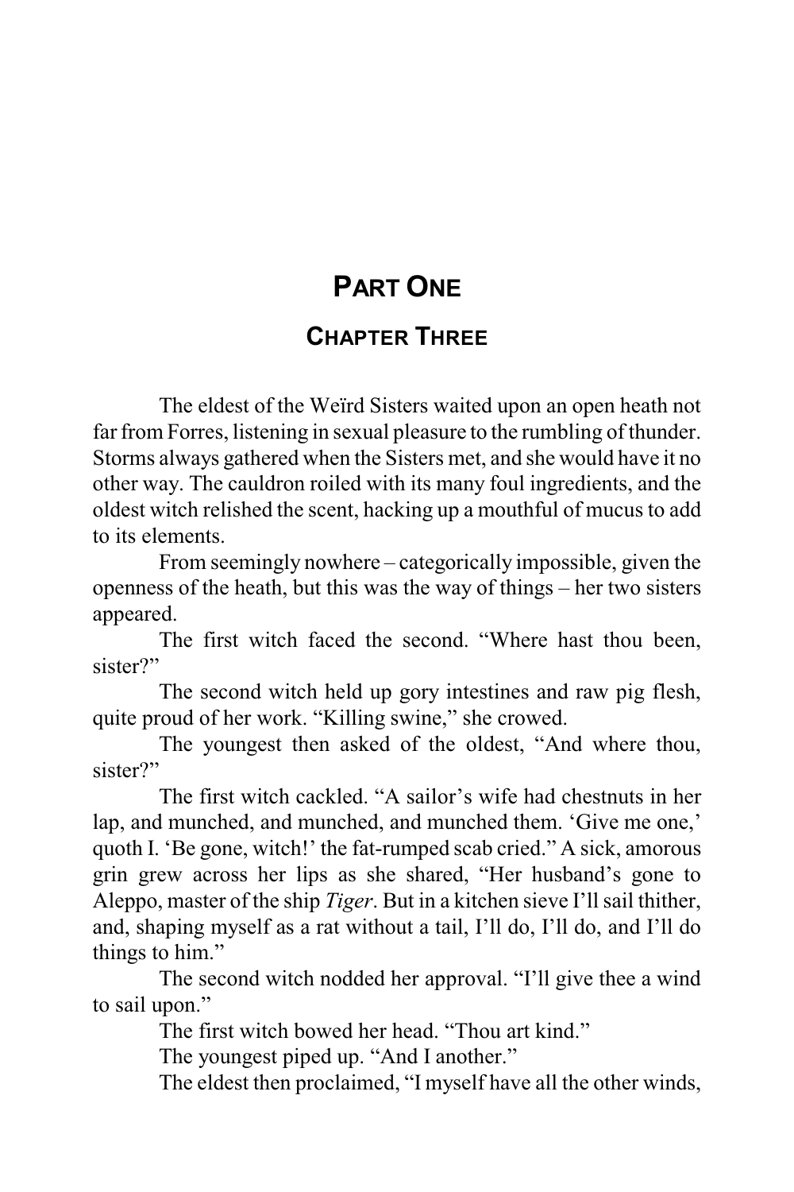# PART ONE

## CHAPTER THREE

The eldest of the Weïrd Sisters waited upon an open heath not far from Forres, listening in sexual pleasure to the rumbling of thunder. Storms always gathered when the Sisters met, and she would have it no other way. The cauldron roiled with its many foul ingredients, and the oldest witch relished the scent, hacking up a mouthful of mucus to add to its elements.

From seemingly nowhere – categorically impossible, given the openness of the heath, but this was the way of things – her two sisters appeared.

The first witch faced the second. "Where hast thou been, sister?"

The second witch held up gory intestines and raw pig flesh, quite proud of her work. "Killing swine," she crowed.

The youngest then asked of the oldest, "And where thou, sister?"

The first witch cackled. "A sailor's wife had chestnuts in her lap, and munched, and munched, and munched them. 'Give me one,' quoth I. 'Be gone, witch!' the fat-rumped scab cried." A sick, amorous grin grew across her lips as she shared, "Her husband's gone to Aleppo, master of the ship *Tiger*. But in a kitchen sieve I'll sail thither, and, shaping myself as a rat without a tail, I'll do, I'll do, and I'll do things to him."

The second witch nodded her approval. "I'll give thee a wind to sail upon."

The first witch bowed her head. "Thou art kind."

The youngest piped up. "And I another."

The eldest then proclaimed, "I myself have all the other winds,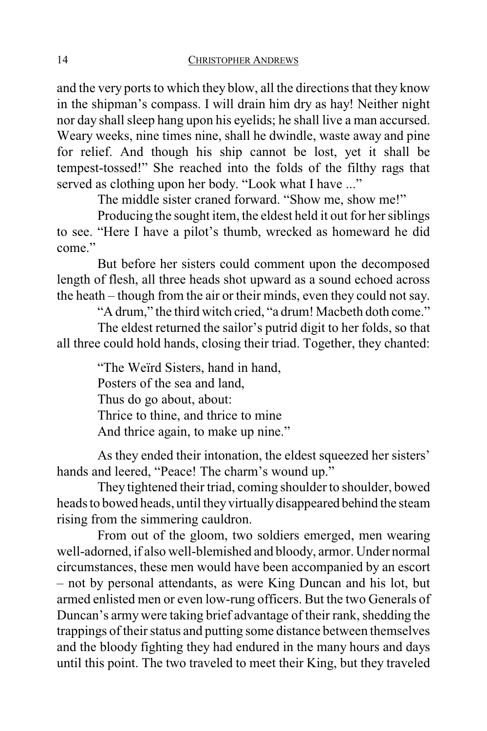and the very ports to which they blow, all the directions that they know in the shipman's compass. I will drain him dry as hay! Neither night nor day shall sleep hang upon his eyelids; he shall live a man accursed. Weary weeks, nine times nine, shall he dwindle, waste away and pine for relief. And though his ship cannot be lost, yet it shall be tempest-tossed!" She reached into the folds of the filthy rags that served as clothing upon her body. "Look what I have ..."

The middle sister craned forward. "Show me, show me!"

Producing the sought item, the eldest held it out for her siblings to see. "Here I have a pilot's thumb, wrecked as homeward he did come."

But before her sisters could comment upon the decomposed length of flesh, all three heads shot upward as a sound echoed across the heath – though from the air or their minds, even they could not say.

"A drum," the third witch cried, "a drum! Macbeth doth come."

The eldest returned the sailor's putrid digit to her folds, so that all three could hold hands, closing their triad. Together, they chanted:

> "The Weïrd Sisters, hand in hand,
> Posters of the sea and land,
> Thus do go about, about:
> Thrice to thine, and thrice to mine
> And thrice again, to make up nine."

As they ended their intonation, the eldest squeezed her sisters' hands and leered, "Peace! The charm's wound up."

They tightened their triad, coming shoulder to shoulder, bowed heads to bowed heads, until they virtually disappeared behind the steam rising from the simmering cauldron.

From out of the gloom, two soldiers emerged, men wearing well-adorned, if also well-blemished and bloody, armor. Under normal circumstances, these men would have been accompanied by an escort – not by personal attendants, as were King Duncan and his lot, but armed enlisted men or even low-rung officers. But the two Generals of Duncan's army were taking brief advantage of their rank, shedding the trappings of their status and putting some distance between themselves and the bloody fighting they had endured in the many hours and days until this point. The two traveled to meet their King, but they traveled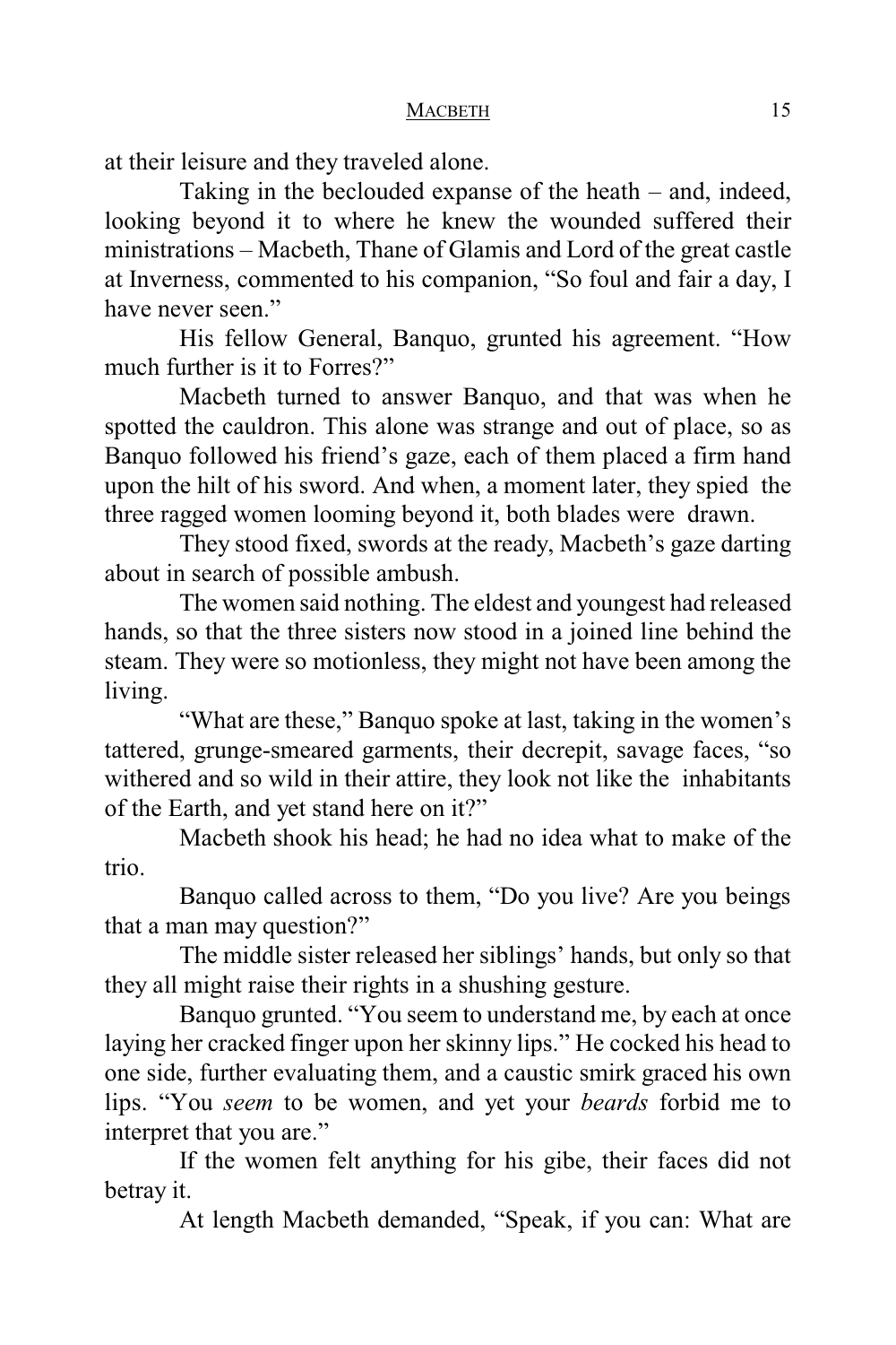at their leisure and they traveled alone.

Taking in the beclouded expanse of the heath – and, indeed, looking beyond it to where he knew the wounded suffered their ministrations – Macbeth, Thane of Glamis and Lord of the great castle at Inverness, commented to his companion, "So foul and fair a day, I have never seen."

His fellow General, Banquo, grunted his agreement. "How much further is it to Forres?"

Macbeth turned to answer Banquo, and that was when he spotted the cauldron. This alone was strange and out of place, so as Banquo followed his friend's gaze, each of them placed a firm hand upon the hilt of his sword. And when, a moment later, they spied the three ragged women looming beyond it, both blades were drawn.

They stood fixed, swords at the ready, Macbeth's gaze darting about in search of possible ambush.

The women said nothing. The eldest and youngest had released hands, so that the three sisters now stood in a joined line behind the steam. They were so motionless, they might not have been among the living.

"What are these," Banquo spoke at last, taking in the women's tattered, grunge-smeared garments, their decrepit, savage faces, "so withered and so wild in their attire, they look not like the inhabitants of the Earth, and yet stand here on it?"

Macbeth shook his head; he had no idea what to make of the trio.

Banquo called across to them, "Do you live? Are you beings that a man may question?"

The middle sister released her siblings' hands, but only so that they all might raise their rights in a shushing gesture.

Banquo grunted. "You seem to understand me, by each at once laying her cracked finger upon her skinny lips." He cocked his head to one side, further evaluating them, and a caustic smirk graced his own lips. "You *seem* to be women, and yet your *beards* forbid me to interpret that you are."

If the women felt anything for his gibe, their faces did not betray it.

At length Macbeth demanded, "Speak, if you can: What are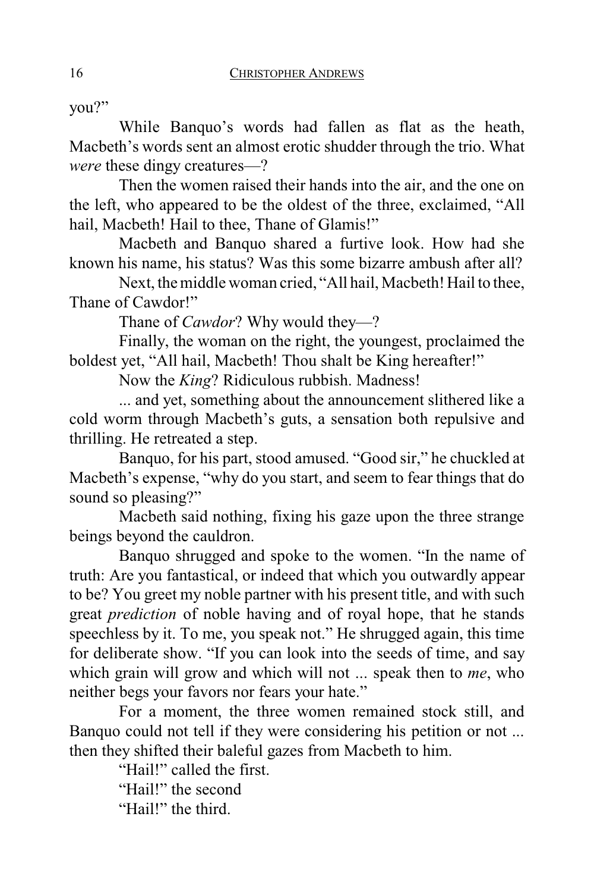you?"

While Banquo's words had fallen as flat as the heath, Macbeth's words sent an almost erotic shudder through the trio. What *were* these dingy creatures—?

Then the women raised their hands into the air, and the one on the left, who appeared to be the oldest of the three, exclaimed, "All hail, Macbeth! Hail to thee, Thane of Glamis!"

Macbeth and Banquo shared a furtive look. How had she known his name, his status? Was this some bizarre ambush after all?

Next, the middle woman cried, "All hail, Macbeth! Hail to thee, Thane of Cawdor!"

Thane of *Cawdor*? Why would they—?

Finally, the woman on the right, the youngest, proclaimed the boldest yet, "All hail, Macbeth! Thou shalt be King hereafter!"

Now the *King*? Ridiculous rubbish. Madness!

... and yet, something about the announcement slithered like a cold worm through Macbeth's guts, a sensation both repulsive and thrilling. He retreated a step.

Banquo, for his part, stood amused. "Good sir," he chuckled at Macbeth's expense, "why do you start, and seem to fear things that do sound so pleasing?"

Macbeth said nothing, fixing his gaze upon the three strange beings beyond the cauldron.

Banquo shrugged and spoke to the women. "In the name of truth: Are you fantastical, or indeed that which you outwardly appear to be? You greet my noble partner with his present title, and with such great *prediction* of noble having and of royal hope, that he stands speechless by it. To me, you speak not." He shrugged again, this time for deliberate show. "If you can look into the seeds of time, and say which grain will grow and which will not ... speak then to *me*, who neither begs your favors nor fears your hate."

For a moment, the three women remained stock still, and Banquo could not tell if they were considering his petition or not ... then they shifted their baleful gazes from Macbeth to him.

"Hail!" called the first.

"Hail!" the second

"Hail!" the third.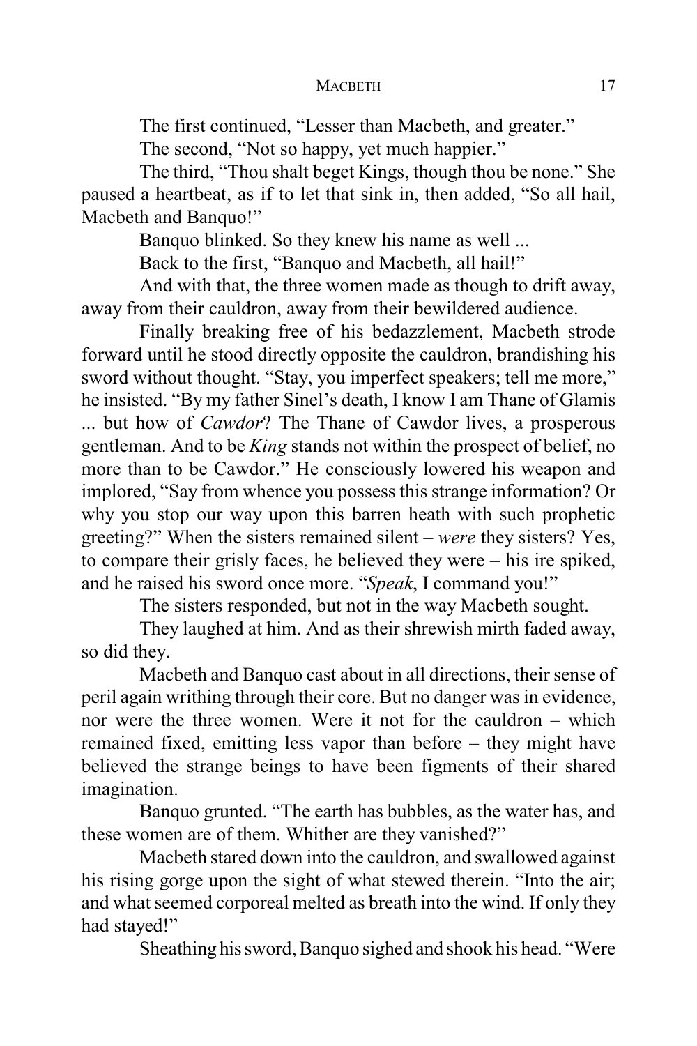The first continued, "Lesser than Macbeth, and greater."

The second, "Not so happy, yet much happier."

The third, "Thou shalt beget Kings, though thou be none." She paused a heartbeat, as if to let that sink in, then added, "So all hail, Macbeth and Banquo!"

Banquo blinked. So they knew his name as well ...

Back to the first, "Banquo and Macbeth, all hail!"

And with that, the three women made as though to drift away, away from their cauldron, away from their bewildered audience.

Finally breaking free of his bedazzlement, Macbeth strode forward until he stood directly opposite the cauldron, brandishing his sword without thought. "Stay, you imperfect speakers; tell me more," he insisted. "By my father Sinel's death, I know I am Thane of Glamis ... but how of *Cawdor*? The Thane of Cawdor lives, a prosperous gentleman. And to be *King* stands not within the prospect of belief, no more than to be Cawdor." He consciously lowered his weapon and implored, "Say from whence you possess this strange information? Or why you stop our way upon this barren heath with such prophetic greeting?" When the sisters remained silent – *were* they sisters? Yes, to compare their grisly faces, he believed they were – his ire spiked, and he raised his sword once more. "*Speak*, I command you!"

The sisters responded, but not in the way Macbeth sought.

They laughed at him. And as their shrewish mirth faded away, so did they.

Macbeth and Banquo cast about in all directions, their sense of peril again writhing through their core. But no danger was in evidence, nor were the three women. Were it not for the cauldron – which remained fixed, emitting less vapor than before – they might have believed the strange beings to have been figments of their shared imagination.

Banquo grunted. "The earth has bubbles, as the water has, and these women are of them. Whither are they vanished?"

Macbeth stared down into the cauldron, and swallowed against his rising gorge upon the sight of what stewed therein. "Into the air; and what seemed corporeal melted as breath into the wind. If only they had stayed!"

Sheathing his sword, Banquo sighed and shook his head. "Were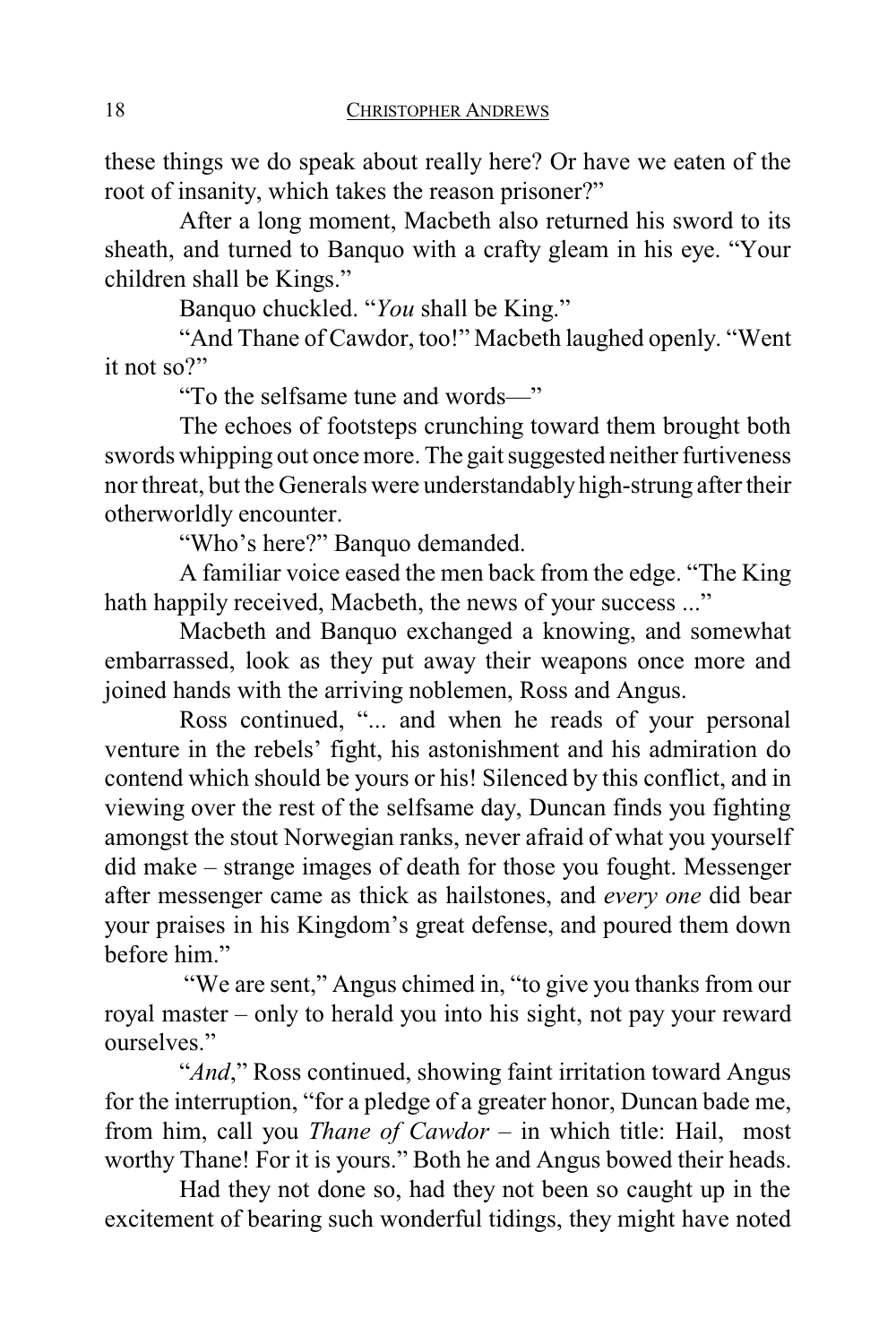these things we do speak about really here? Or have we eaten of the root of insanity, which takes the reason prisoner?"

After a long moment, Macbeth also returned his sword to its sheath, and turned to Banquo with a crafty gleam in his eye. "Your children shall be Kings."

Banquo chuckled. "*You* shall be King."

"And Thane of Cawdor, too!" Macbeth laughed openly. "Went it not so?"

"To the selfsame tune and words—"

The echoes of footsteps crunching toward them brought both swords whipping out once more. The gait suggested neither furtiveness nor threat, but the Generals were understandably high-strung after their otherworldly encounter.

"Who's here?" Banquo demanded.

A familiar voice eased the men back from the edge. "The King hath happily received, Macbeth, the news of your success ..."

Macbeth and Banquo exchanged a knowing, and somewhat embarrassed, look as they put away their weapons once more and joined hands with the arriving noblemen, Ross and Angus.

Ross continued, "... and when he reads of your personal venture in the rebels' fight, his astonishment and his admiration do contend which should be yours or his! Silenced by this conflict, and in viewing over the rest of the selfsame day, Duncan finds you fighting amongst the stout Norwegian ranks, never afraid of what you yourself did make – strange images of death for those you fought. Messenger after messenger came as thick as hailstones, and *every one* did bear your praises in his Kingdom's great defense, and poured them down before him."

"We are sent," Angus chimed in, "to give you thanks from our royal master – only to herald you into his sight, not pay your reward ourselves."

"*And*," Ross continued, showing faint irritation toward Angus for the interruption, "for a pledge of a greater honor, Duncan bade me, from him, call you *Thane of Cawdor* – in which title: Hail, most worthy Thane! For it is yours." Both he and Angus bowed their heads.

Had they not done so, had they not been so caught up in the excitement of bearing such wonderful tidings, they might have noted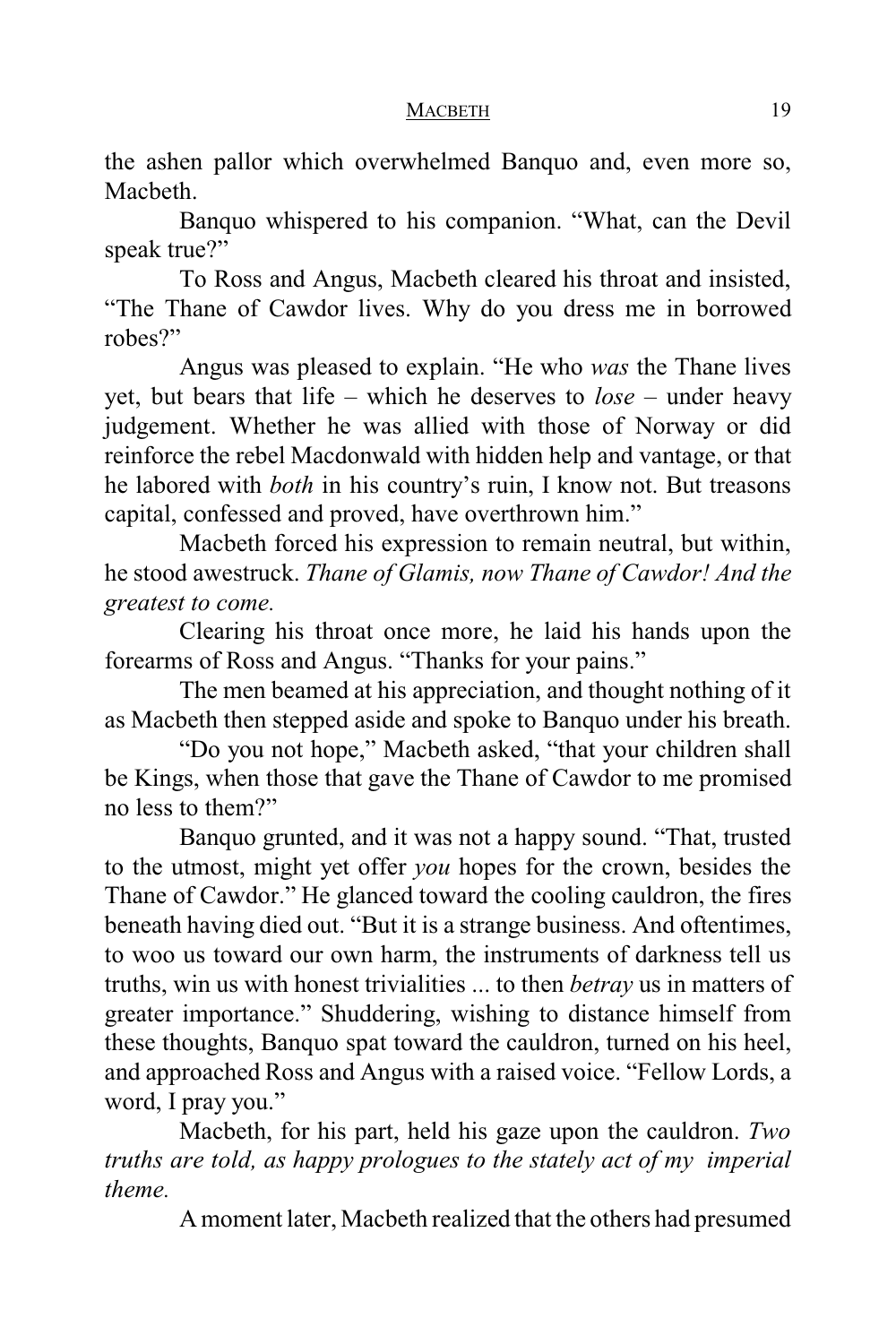the ashen pallor which overwhelmed Banquo and, even more so, Macbeth.

Banquo whispered to his companion. "What, can the Devil speak true?"

To Ross and Angus, Macbeth cleared his throat and insisted, "The Thane of Cawdor lives. Why do you dress me in borrowed robes?"

Angus was pleased to explain. "He who *was* the Thane lives yet, but bears that life – which he deserves to *lose* – under heavy judgement. Whether he was allied with those of Norway or did reinforce the rebel Macdonwald with hidden help and vantage, or that he labored with *both* in his country's ruin, I know not. But treasons capital, confessed and proved, have overthrown him."

Macbeth forced his expression to remain neutral, but within, he stood awestruck. *Thane of Glamis, now Thane of Cawdor! And the greatest to come.*

Clearing his throat once more, he laid his hands upon the forearms of Ross and Angus. "Thanks for your pains."

The men beamed at his appreciation, and thought nothing of it as Macbeth then stepped aside and spoke to Banquo under his breath.

"Do you not hope," Macbeth asked, "that your children shall be Kings, when those that gave the Thane of Cawdor to me promised no less to them?"

Banquo grunted, and it was not a happy sound. "That, trusted to the utmost, might yet offer *you* hopes for the crown, besides the Thane of Cawdor." He glanced toward the cooling cauldron, the fires beneath having died out. "But it is a strange business. And oftentimes, to woo us toward our own harm, the instruments of darkness tell us truths, win us with honest trivialities ... to then *betray* us in matters of greater importance." Shuddering, wishing to distance himself from these thoughts, Banquo spat toward the cauldron, turned on his heel, and approached Ross and Angus with a raised voice. "Fellow Lords, a word, I pray you."

Macbeth, for his part, held his gaze upon the cauldron. *Two truths are told, as happy prologues to the stately act of my imperial theme.*

A moment later, Macbeth realized that the others had presumed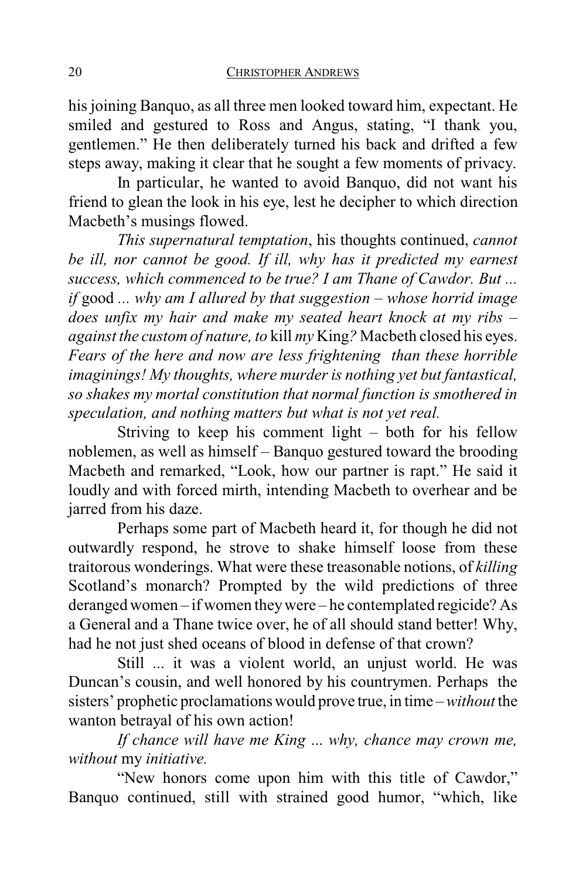his joining Banquo, as all three men looked toward him, expectant. He smiled and gestured to Ross and Angus, stating, "I thank you, gentlemen." He then deliberately turned his back and drifted a few steps away, making it clear that he sought a few moments of privacy.

In particular, he wanted to avoid Banquo, did not want his friend to glean the look in his eye, lest he decipher to which direction Macbeth's musings flowed.

*This supernatural temptation*, his thoughts continued, *cannot be ill, nor cannot be good. If ill, why has it predicted my earnest success, which commenced to be true? I am Thane of Cawdor. But ... if* good *... why am I allured by that suggestion – whose horrid image does unfix my hair and make my seated heart knock at my ribs – against the custom of nature, to* kill *my* King*?* Macbeth closed his eyes. *Fears of the here and now are less frightening than these horrible imaginings! My thoughts, where murder is nothing yet but fantastical, so shakes my mortal constitution that normal function is smothered in speculation, and nothing matters but what is not yet real.*

Striving to keep his comment light – both for his fellow noblemen, as well as himself – Banquo gestured toward the brooding Macbeth and remarked, "Look, how our partner is rapt." He said it loudly and with forced mirth, intending Macbeth to overhear and be jarred from his daze.

Perhaps some part of Macbeth heard it, for though he did not outwardly respond, he strove to shake himself loose from these traitorous wonderings. What were these treasonable notions, of *killing* Scotland's monarch? Prompted by the wild predictions of three deranged women – if women they were – he contemplated regicide? As a General and a Thane twice over, he of all should stand better! Why, had he not just shed oceans of blood in defense of that crown?

Still ... it was a violent world, an unjust world. He was Duncan's cousin, and well honored by his countrymen. Perhaps the sisters' prophetic proclamations would prove true, in time – *without* the wanton betrayal of his own action!

*If chance will have me King ... why, chance may crown me, without* my *initiative.*

"New honors come upon him with this title of Cawdor," Banquo continued, still with strained good humor, "which, like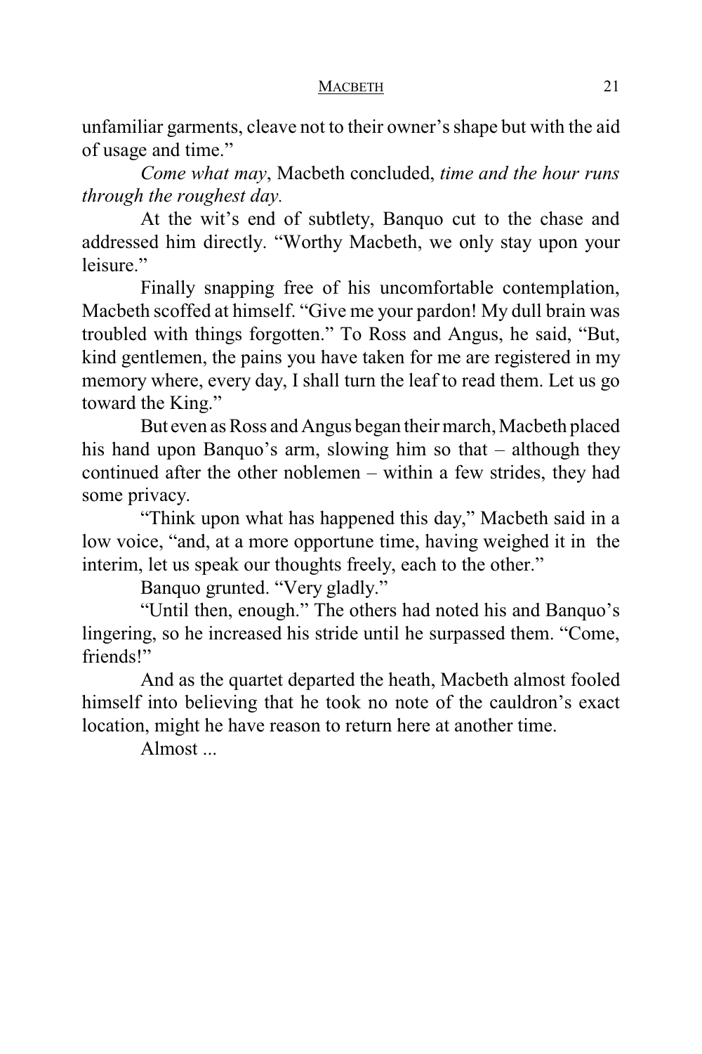unfamiliar garments, cleave not to their owner's shape but with the aid of usage and time."

*Come what may*, Macbeth concluded, *time and the hour runs through the roughest day.*

At the wit's end of subtlety, Banquo cut to the chase and addressed him directly. "Worthy Macbeth, we only stay upon your leisure."

Finally snapping free of his uncomfortable contemplation, Macbeth scoffed at himself. "Give me your pardon! My dull brain was troubled with things forgotten." To Ross and Angus, he said, "But, kind gentlemen, the pains you have taken for me are registered in my memory where, every day, I shall turn the leaf to read them. Let us go toward the King."

But even as Ross and Angus began their march, Macbeth placed his hand upon Banquo's arm, slowing him so that – although they continued after the other noblemen – within a few strides, they had some privacy.

"Think upon what has happened this day," Macbeth said in a low voice, "and, at a more opportune time, having weighed it in the interim, let us speak our thoughts freely, each to the other."

Banquo grunted. "Very gladly."

"Until then, enough." The others had noted his and Banquo's lingering, so he increased his stride until he surpassed them. "Come, friends!"

And as the quartet departed the heath, Macbeth almost fooled himself into believing that he took no note of the cauldron's exact location, might he have reason to return here at another time.

Almost ...